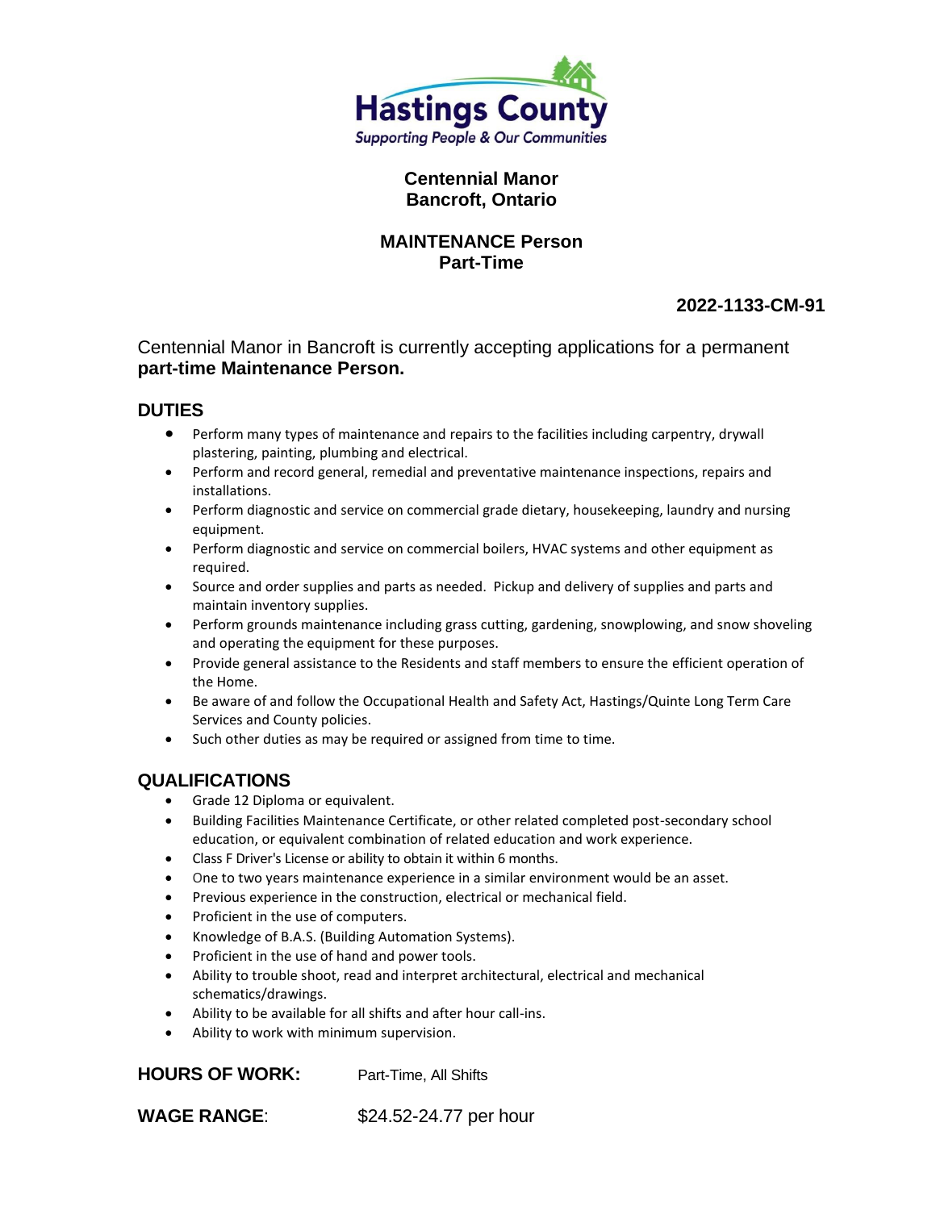Hastings County
Supporting People & Our Communities

**Centennial Manor**
**Bancroft, Ontario**

**MAINTENANCE Person**
**Part-Time**

**2022-1133-CM-91**

Centennial Manor in Bancroft is currently accepting applications for a permanent **part-time Maintenance Person.**

## DUTIES

- Perform many types of maintenance and repairs to the facilities including carpentry, drywall plastering, painting, plumbing and electrical.
- Perform and record general, remedial and preventative maintenance inspections, repairs and installations.
- Perform diagnostic and service on commercial grade dietary, housekeeping, laundry and nursing equipment.
- Perform diagnostic and service on commercial boilers, HVAC systems and other equipment as required.
- Source and order supplies and parts as needed. Pickup and delivery of supplies and parts and maintain inventory supplies.
- Perform grounds maintenance including grass cutting, gardening, snowplowing, and snow shoveling and operating the equipment for these purposes.
- Provide general assistance to the Residents and staff members to ensure the efficient operation of the Home.
- Be aware of and follow the Occupational Health and Safety Act, Hastings/Quinte Long Term Care Services and County policies.
- Such other duties as may be required or assigned from time to time.

## QUALIFICATIONS

- Grade 12 Diploma or equivalent.
- Building Facilities Maintenance Certificate, or other related completed post-secondary school education, or equivalent combination of related education and work experience.
- Class F Driver's License or ability to obtain it within 6 months.
- One to two years maintenance experience in a similar environment would be an asset.
- Previous experience in the construction, electrical or mechanical field.
- Proficient in the use of computers.
- Knowledge of B.A.S. (Building Automation Systems).
- Proficient in the use of hand and power tools.
- Ability to trouble shoot, read and interpret architectural, electrical and mechanical schematics/drawings.
- Ability to be available for all shifts and after hour call-ins.
- Ability to work with minimum supervision.

**HOURS OF WORK:** Part-Time, All Shifts

**WAGE RANGE**: $24.52-24.77 per hour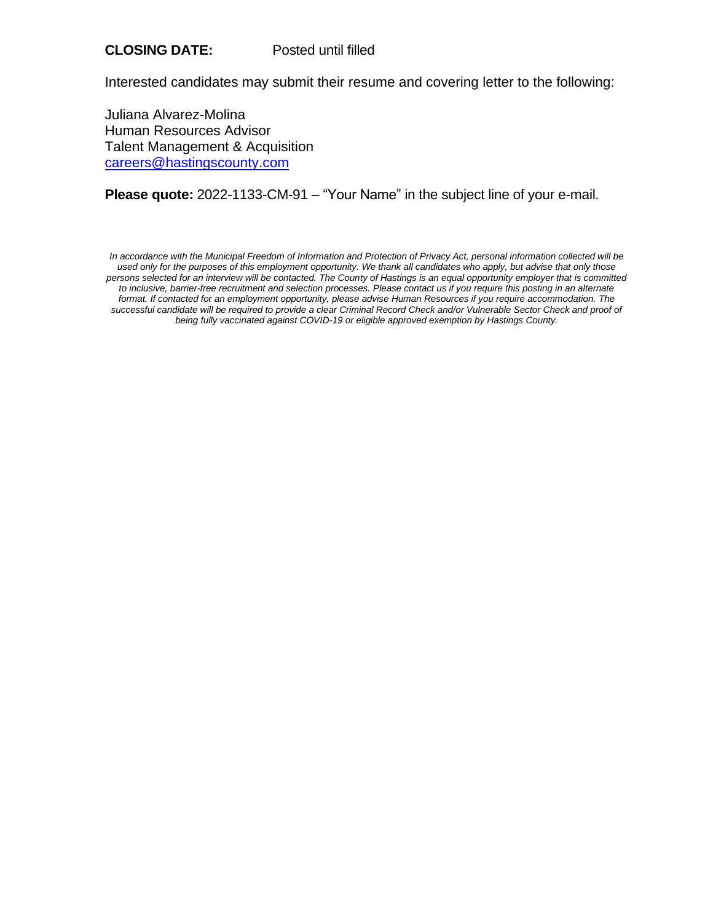**CLOSING DATE:** Posted until filled

Interested candidates may submit their resume and covering letter to the following:

Juliana Alvarez-Molina
Human Resources Advisor
Talent Management & Acquisition
careers@hastingscounty.com

**Please quote:** 2022-1133-CM-91 – "Your Name" in the subject line of your e-mail.

*In accordance with the Municipal Freedom of Information and Protection of Privacy Act, personal information collected will be used only for the purposes of this employment opportunity. We thank all candidates who apply, but advise that only those persons selected for an interview will be contacted. The County of Hastings is an equal opportunity employer that is committed to inclusive, barrier-free recruitment and selection processes. Please contact us if you require this posting in an alternate format. If contacted for an employment opportunity, please advise Human Resources if you require accommodation. The successful candidate will be required to provide a clear Criminal Record Check and/or Vulnerable Sector Check and proof of being fully vaccinated against COVID-19 or eligible approved exemption by Hastings County.*